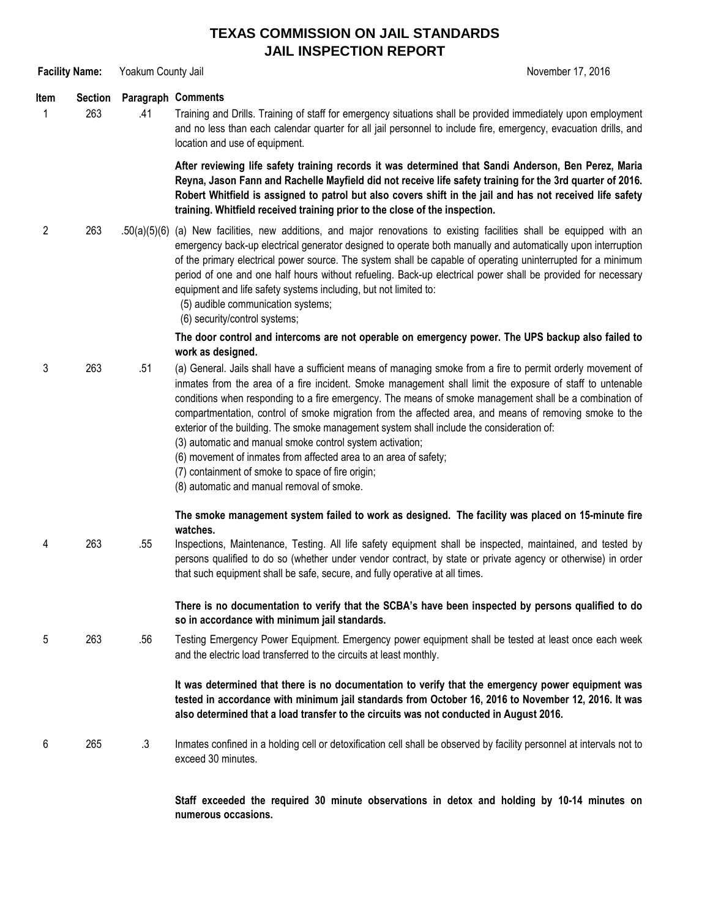# TEXAS COMMISSION ON JAIL STANDARDS
# JAIL INSPECTION REPORT

**Facility Name:** Yoakum County Jail

November 17, 2016

| Item | Section | Paragraph | Comments |
|---|---|---|---|
| 1 | 263 | .41 | Training and Drills. Training of staff for emergency situations shall be provided immediately upon employment and no less than each calendar quarter for all jail personnel to include fire, emergency, evacuation drills, and location and use of equipment.<br><br>**After reviewing life safety training records it was determined that Sandi Anderson, Ben Perez, Maria Reyna, Jason Fann and Rachelle Mayfield did not receive life safety training for the 3rd quarter of 2016. Robert Whitfield is assigned to patrol but also covers shift in the jail and has not received life safety training. Whitfield received training prior to the close of the inspection.** |
| 2 | 263 | .50(a)(5)(6) | (a) New facilities, new additions, and major renovations to existing facilities shall be equipped with an emergency back-up electrical generator designed to operate both manually and automatically upon interruption of the primary electrical power source. The system shall be capable of operating uninterrupted for a minimum period of one and one half hours without refueling. Back-up electrical power shall be provided for necessary equipment and life safety systems including, but not limited to:<br>(5) audible communication systems;<br>(6) security/control systems;<br><br>**The door control and intercoms are not operable on emergency power. The UPS backup also failed to work as designed.** |
| 3 | 263 | .51 | (a) General. Jails shall have a sufficient means of managing smoke from a fire to permit orderly movement of inmates from the area of a fire incident. Smoke management shall limit the exposure of staff to untenable conditions when responding to a fire emergency. The means of smoke management shall be a combination of compartmentation, control of smoke migration from the affected area, and means of removing smoke to the exterior of the building. The smoke management system shall include the consideration of:<br>(3) automatic and manual smoke control system activation;<br>(6) movement of inmates from affected area to an area of safety;<br>(7) containment of smoke to space of fire origin;<br>(8) automatic and manual removal of smoke.<br><br>**The smoke management system failed to work as designed. The facility was placed on 15-minute fire watches.** |
| 4 | 263 | .55 | Inspections, Maintenance, Testing. All life safety equipment shall be inspected, maintained, and tested by persons qualified to do so (whether under vendor contract, by state or private agency or otherwise) in order that such equipment shall be safe, secure, and fully operative at all times.<br><br>**There is no documentation to verify that the SCBA's have been inspected by persons qualified to do so in accordance with minimum jail standards.** |
| 5 | 263 | .56 | Testing Emergency Power Equipment. Emergency power equipment shall be tested at least once each week and the electric load transferred to the circuits at least monthly.<br><br>**It was determined that there is no documentation to verify that the emergency power equipment was tested in accordance with minimum jail standards from October 16, 2016 to November 12, 2016. It was also determined that a load transfer to the circuits was not conducted in August 2016.** |
| 6 | 265 | .3 | Inmates confined in a holding cell or detoxification cell shall be observed by facility personnel at intervals not to exceed 30 minutes.<br><br>**Staff exceeded the required 30 minute observations in detox and holding by 10-14 minutes on numerous occasions.** |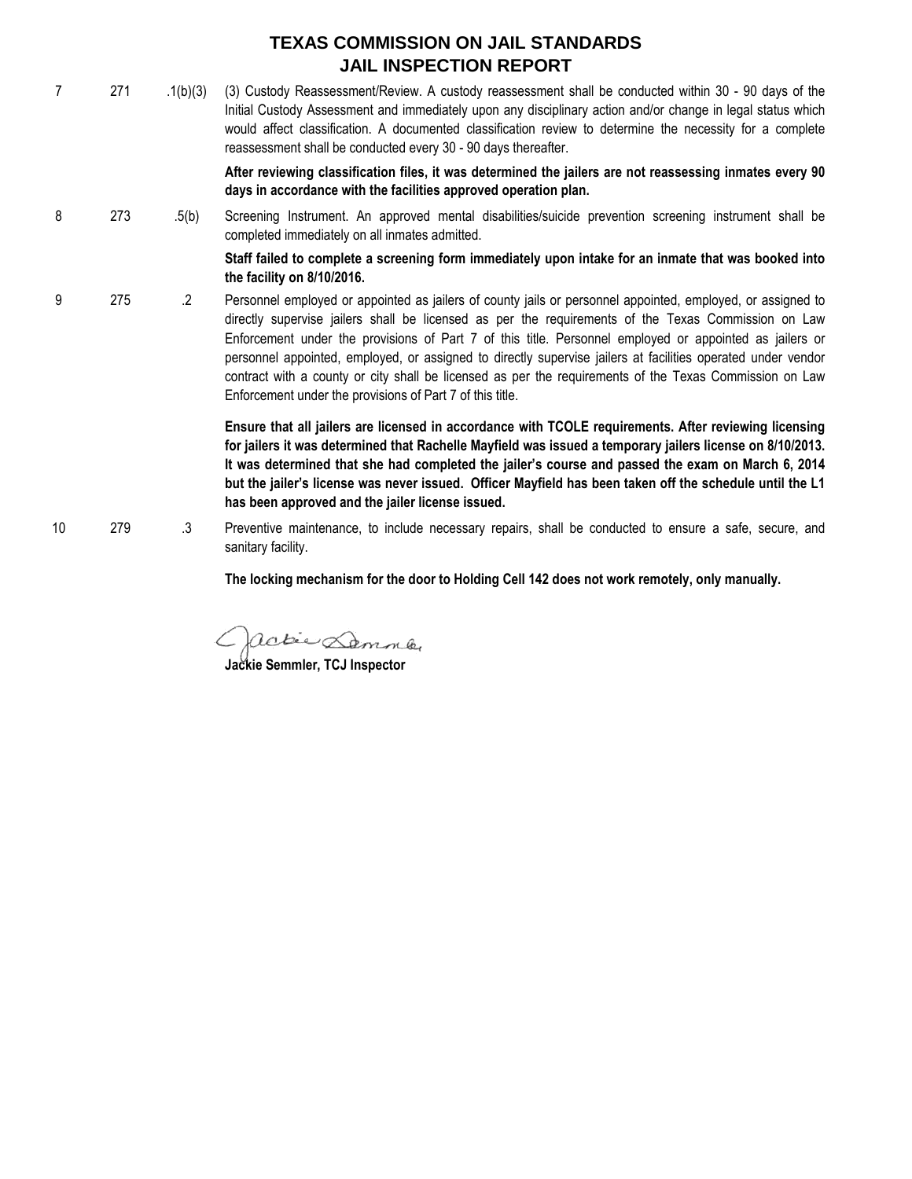# TEXAS COMMISSION ON JAIL STANDARDS
## JAIL INSPECTION REPORT

| | | | |
|---|---|---|---|
| 7 | 271 | .1(b)(3) | (3) Custody Reassessment/Review. A custody reassessment shall be conducted within 30 - 90 days of the Initial Custody Assessment and immediately upon any disciplinary action and/or change in legal status which would affect classification. A documented classification review to determine the necessity for a complete reassessment shall be conducted every 30 - 90 days thereafter.<br><br>**After reviewing classification files, it was determined the jailers are not reassessing inmates every 90 days in accordance with the facilities approved operation plan.** |
| 8 | 273 | .5(b) | Screening Instrument. An approved mental disabilities/suicide prevention screening instrument shall be completed immediately on all inmates admitted.<br><br>**Staff failed to complete a screening form immediately upon intake for an inmate that was booked into the facility on 8/10/2016.** |
| 9 | 275 | .2 | Personnel employed or appointed as jailers of county jails or personnel appointed, employed, or assigned to directly supervise jailers shall be licensed as per the requirements of the Texas Commission on Law Enforcement under the provisions of Part 7 of this title. Personnel employed or appointed as jailers or personnel appointed, employed, or assigned to directly supervise jailers at facilities operated under vendor contract with a county or city shall be licensed as per the requirements of the Texas Commission on Law Enforcement under the provisions of Part 7 of this title.<br><br>**Ensure that all jailers are licensed in accordance with TCOLE requirements. After reviewing licensing for jailers it was determined that Rachelle Mayfield was issued a temporary jailers license on 8/10/2013. It was determined that she had completed the jailer's course and passed the exam on March 6, 2014 but the jailer's license was never issued. Officer Mayfield has been taken off the schedule until the L1 has been approved and the jailer license issued.** |
| 10 | 279 | .3 | Preventive maintenance, to include necessary repairs, shall be conducted to ensure a safe, secure, and sanitary facility.<br><br>**The locking mechanism for the door to Holding Cell 142 does not work remotely, only manually.** |

Jackie Semmler

**Jackie Semmler, TCJ Inspector**